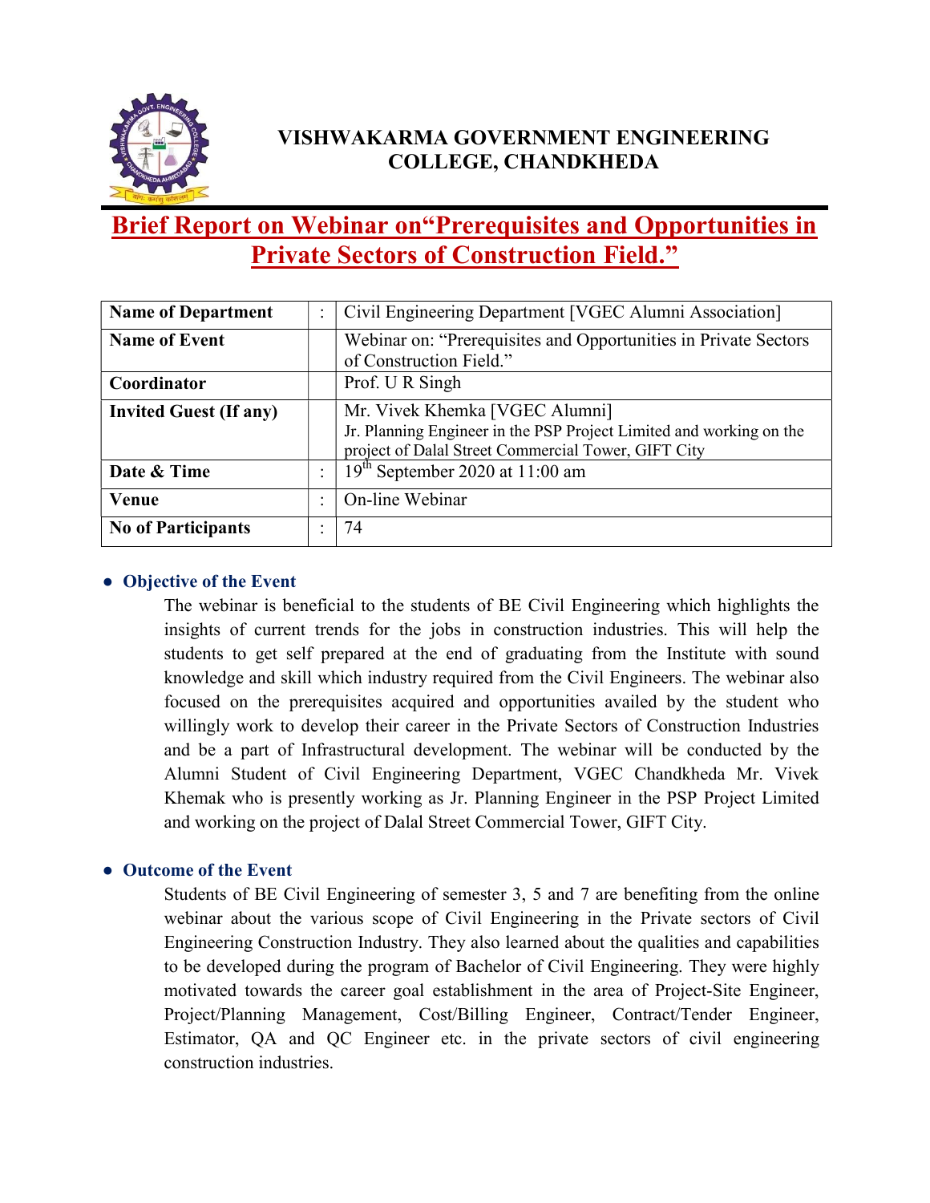# VISHWAKARMA GOVERNMENT ENGINEERING COLLEGE, CHANDKHEDA

## Brief Report on Webinar on“Prerequisites and Opportunities in Private Sectors of Construction Field.”

| | | |
|---|---|---|
| **Name of Department** | : | Civil Engineering Department [VGEC Alumni Association] |
| **Name of Event** | | Webinar on: “Prerequisites and Opportunities in Private Sectors of Construction Field.” |
| **Coordinator** | | Prof. U R Singh |
| **Invited Guest (If any)** | | Mr. Vivek Khemka [VGEC Alumni]<br>Jr. Planning Engineer in the PSP Project Limited and working on the project of Dalal Street Commercial Tower, GIFT City |
| **Date & Time** | : | 19th September 2020 at 11:00 am |
| **Venue** | : | On-line Webinar |
| **No of Participants** | : | 74 |

- **Objective of the Event**

  The webinar is beneficial to the students of BE Civil Engineering which highlights the insights of current trends for the jobs in construction industries. This will help the students to get self prepared at the end of graduating from the Institute with sound knowledge and skill which industry required from the Civil Engineers. The webinar also focused on the prerequisites acquired and opportunities availed by the student who willingly work to develop their career in the Private Sectors of Construction Industries and be a part of Infrastructural development. The webinar will be conducted by the Alumni Student of Civil Engineering Department, VGEC Chandkheda Mr. Vivek Khemak who is presently working as Jr. Planning Engineer in the PSP Project Limited and working on the project of Dalal Street Commercial Tower, GIFT City.

- **Outcome of the Event**

  Students of BE Civil Engineering of semester 3, 5 and 7 are benefiting from the online webinar about the various scope of Civil Engineering in the Private sectors of Civil Engineering Construction Industry. They also learned about the qualities and capabilities to be developed during the program of Bachelor of Civil Engineering. They were highly motivated towards the career goal establishment in the area of Project-Site Engineer, Project/Planning Management, Cost/Billing Engineer, Contract/Tender Engineer, Estimator, QA and QC Engineer etc. in the private sectors of civil engineering construction industries.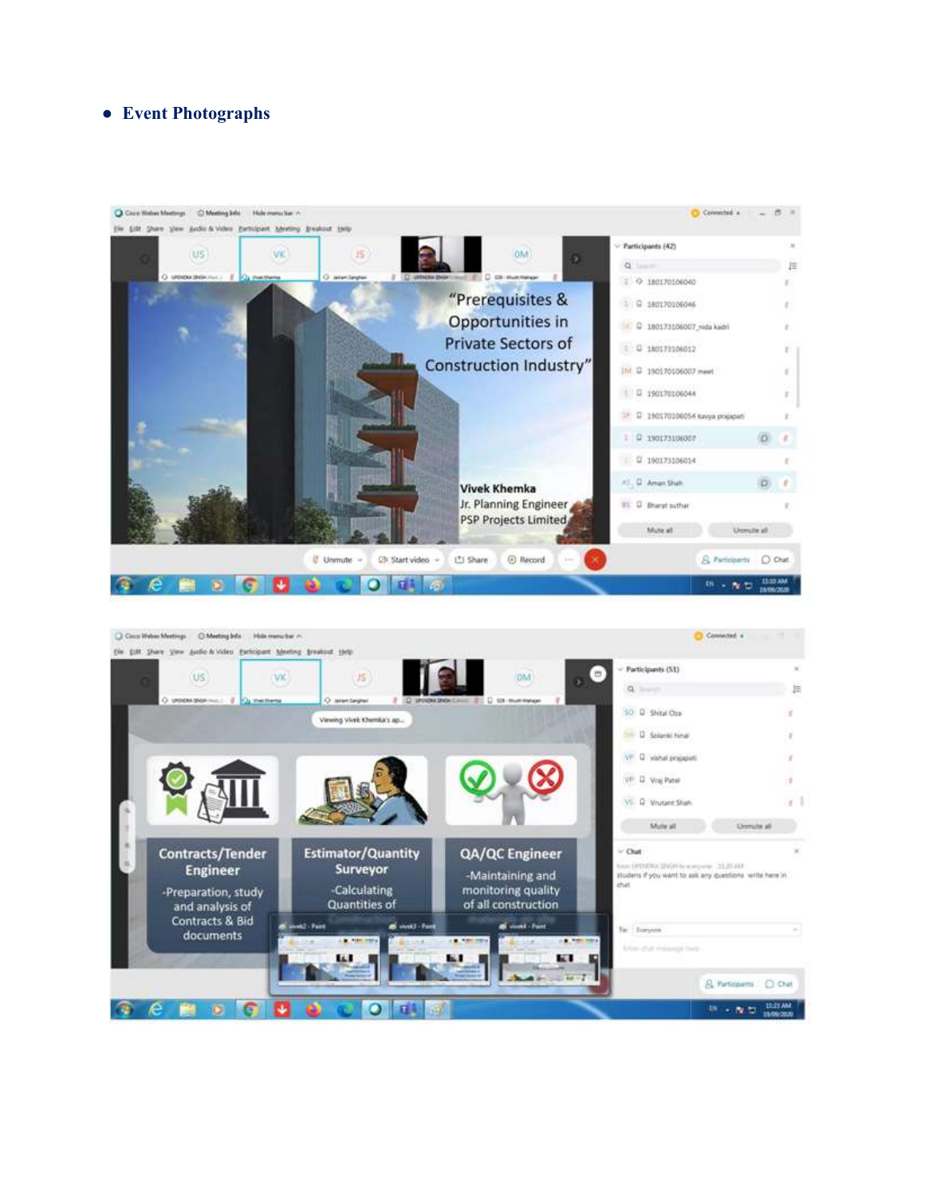- **Event Photographs**